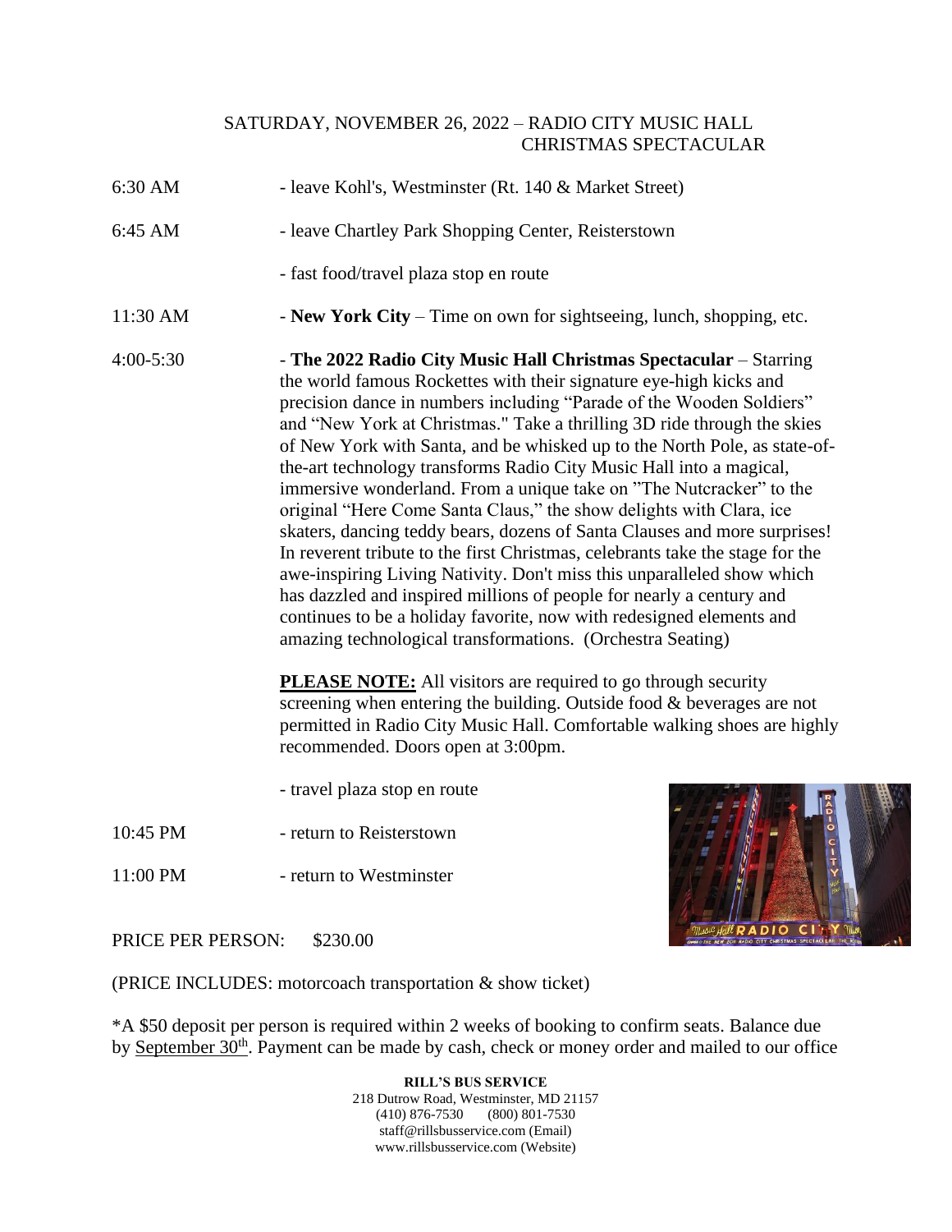## SATURDAY, NOVEMBER 26, 2022 – RADIO CITY MUSIC HALL CHRISTMAS SPECTACULAR

6:30 AM - leave Kohl's, Westminster (Rt. 140 & Market Street)

6:45 AM - leave Chartley Park Shopping Center, Reisterstown

- fast food/travel plaza stop en route

11:30 AM - **New York City** – Time on own for sightseeing, lunch, shopping, etc.

4:00-5:30 - **The 2022 Radio City Music Hall Christmas Spectacular** – Starring the world famous Rockettes with their signature eye-high kicks and precision dance in numbers including "Parade of the Wooden Soldiers" and "New York at Christmas." Take a thrilling 3D ride through the skies of New York with Santa, and be whisked up to the North Pole, as state-of-the-art technology transforms Radio City Music Hall into a magical, immersive wonderland. From a unique take on "The Nutcracker" to the original "Here Come Santa Claus," the show delights with Clara, ice skaters, dancing teddy bears, dozens of Santa Clauses and more surprises! In reverent tribute to the first Christmas, celebrants take the stage for the awe-inspiring Living Nativity. Don't miss this unparalleled show which has dazzled and inspired millions of people for nearly a century and continues to be a holiday favorite, now with redesigned elements and amazing technological transformations. (Orchestra Seating)

**PLEASE NOTE:** All visitors are required to go through security screening when entering the building. Outside food & beverages are not permitted in Radio City Music Hall. Comfortable walking shoes are highly recommended. Doors open at 3:00pm.

- travel plaza stop en route

10:45 PM - return to Reisterstown

11:00 PM - return to Westminster

PRICE PER PERSON: $230.00

(PRICE INCLUDES: motorcoach transportation & show ticket)

*A $50 deposit per person is required within 2 weeks of booking to confirm seats. Balance due by September 30th. Payment can be made by cash, check or money order and mailed to our office

**RILL'S BUS SERVICE**
218 Dutrow Road, Westminster, MD 21157
(410) 876-7530 (800) 801-7530
staff@rillsbusservice.com (Email)
www.rillsbusservice.com (Website)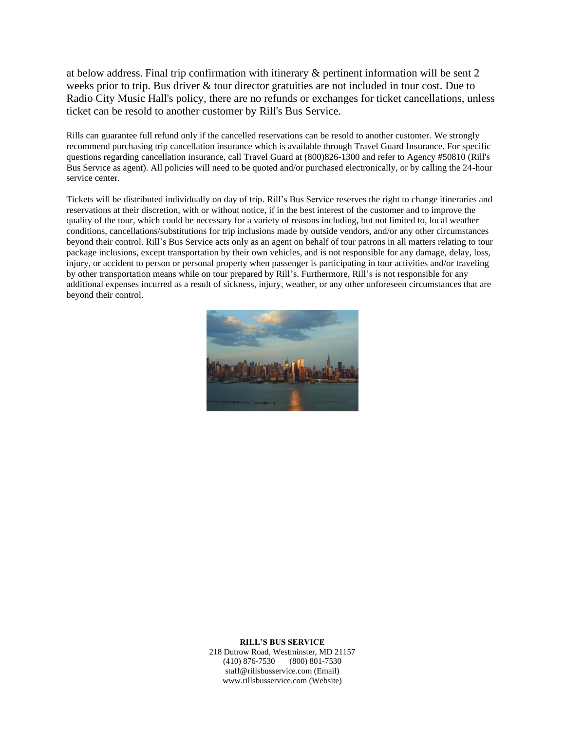at below address. Final trip confirmation with itinerary & pertinent information will be sent 2 weeks prior to trip. Bus driver & tour director gratuities are not included in tour cost. Due to Radio City Music Hall's policy, there are no refunds or exchanges for ticket cancellations, unless ticket can be resold to another customer by Rill's Bus Service.

Rills can guarantee full refund only if the cancelled reservations can be resold to another customer. We strongly recommend purchasing trip cancellation insurance which is available through Travel Guard Insurance. For specific questions regarding cancellation insurance, call Travel Guard at (800)826-1300 and refer to Agency #50810 (Rill's Bus Service as agent). All policies will need to be quoted and/or purchased electronically, or by calling the 24-hour service center.

Tickets will be distributed individually on day of trip. Rill's Bus Service reserves the right to change itineraries and reservations at their discretion, with or without notice, if in the best interest of the customer and to improve the quality of the tour, which could be necessary for a variety of reasons including, but not limited to, local weather conditions, cancellations/substitutions for trip inclusions made by outside vendors, and/or any other circumstances beyond their control. Rill's Bus Service acts only as an agent on behalf of tour patrons in all matters relating to tour package inclusions, except transportation by their own vehicles, and is not responsible for any damage, delay, loss, injury, or accident to person or personal property when passenger is participating in tour activities and/or traveling by other transportation means while on tour prepared by Rill's. Furthermore, Rill's is not responsible for any additional expenses incurred as a result of sickness, injury, weather, or any other unforeseen circumstances that are beyond their control.

**RILL'S BUS SERVICE**
218 Dutrow Road, Westminster, MD 21157
(410) 876-7530 (800) 801-7530
staff@rillsbusservice.com (Email)
www.rillsbusservice.com (Website)